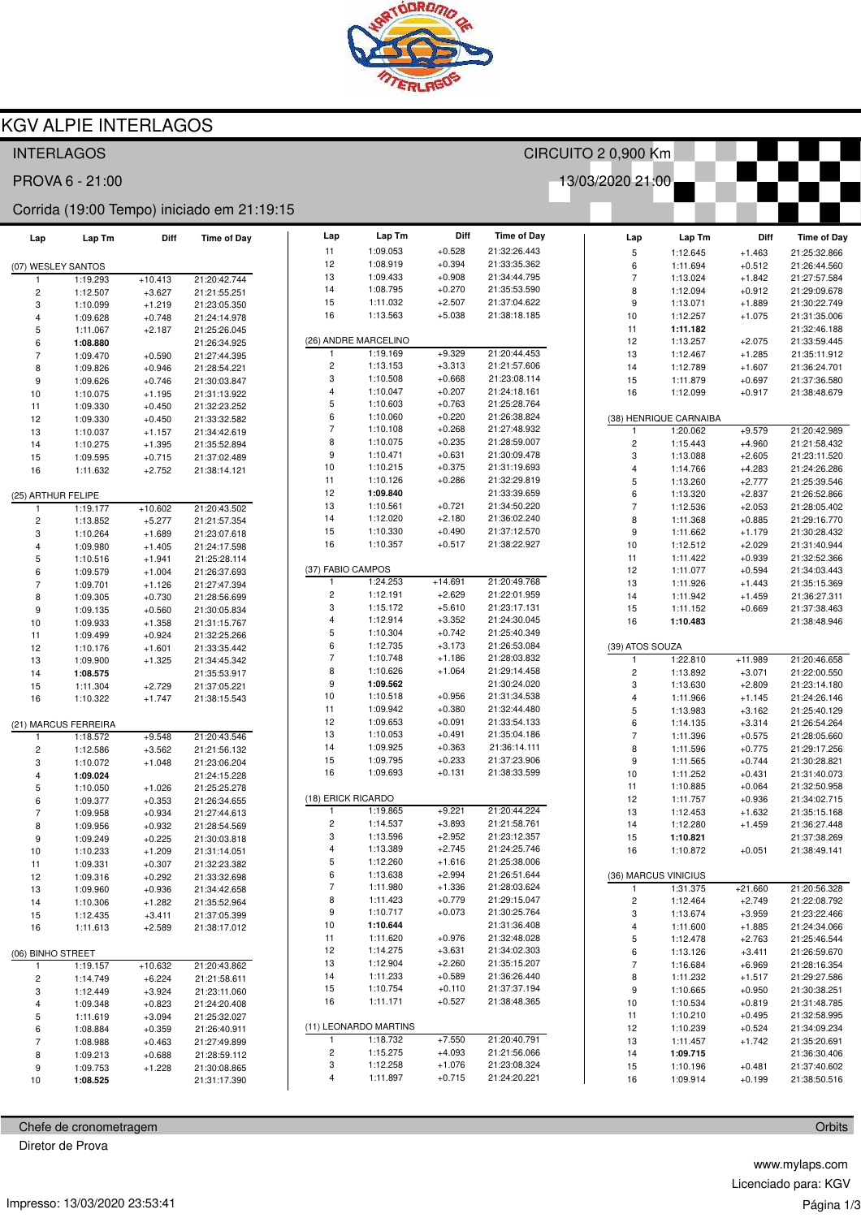# KGV ALPIE INTERLAGOS

INTERLAGOS — CIRCUITO 2 0,900 Km

PROVA 6 - 21:00 — 13/03/2020 21:00

Corrida (19:00 Tempo) iniciado em 21:19:15

### (07) WESLEY SANTOS

| Lap | Lap Tm | Diff | Time of Day |
|---|---|---|---|
| 1 | 1:19.293 | +10.413 | 21:20:42.744 |
| 2 | 1:12.507 | +3.627 | 21:21:55.251 |
| 3 | 1:10.099 | +1.219 | 21:23:05.350 |
| 4 | 1:09.628 | +0.748 | 21:24:14.978 |
| 5 | 1:11.067 | +2.187 | 21:25:26.045 |
| 6 | **1:08.880** | | 21:26:34.925 |
| 7 | 1:09.470 | +0.590 | 21:27:44.395 |
| 8 | 1:09.826 | +0.946 | 21:28:54.221 |
| 9 | 1:09.626 | +0.746 | 21:30:03.847 |
| 10 | 1:10.075 | +1.195 | 21:31:13.922 |
| 11 | 1:09.330 | +0.450 | 21:32:23.252 |
| 12 | 1:09.330 | +0.450 | 21:33:32.582 |
| 13 | 1:10.037 | +1.157 | 21:34:42.619 |
| 14 | 1:10.275 | +1.395 | 21:35:52.894 |
| 15 | 1:09.595 | +0.715 | 21:37:02.489 |
| 16 | 1:11.632 | +2.752 | 21:38:14.121 |

### (25) ARTHUR FELIPE

| Lap | Lap Tm | Diff | Time of Day |
|---|---|---|---|
| 1 | 1:19.177 | +10.602 | 21:20:43.502 |
| 2 | 1:13.852 | +5.277 | 21:21:57.354 |
| 3 | 1:10.264 | +1.689 | 21:23:07.618 |
| 4 | 1:09.980 | +1.405 | 21:24:17.598 |
| 5 | 1:10.516 | +1.941 | 21:25:28.114 |
| 6 | 1:09.579 | +1.004 | 21:26:37.693 |
| 7 | 1:09.701 | +1.126 | 21:27:47.394 |
| 8 | 1:09.305 | +0.730 | 21:28:56.699 |
| 9 | 1:09.135 | +0.560 | 21:30:05.834 |
| 10 | 1:09.933 | +1.358 | 21:31:15.767 |
| 11 | 1:09.499 | +0.924 | 21:32:25.266 |
| 12 | 1:10.176 | +1.601 | 21:33:35.442 |
| 13 | 1:09.900 | +1.325 | 21:34:45.342 |
| 14 | **1:08.575** | | 21:35:53.917 |
| 15 | 1:11.304 | +2.729 | 21:37:05.221 |
| 16 | 1:10.322 | +1.747 | 21:38:15.543 |

### (21) MARCUS FERREIRA

| Lap | Lap Tm | Diff | Time of Day |
|---|---|---|---|
| 1 | 1:18.572 | +9.548 | 21:20:43.546 |
| 2 | 1:12.586 | +3.562 | 21:21:56.132 |
| 3 | 1:10.072 | +1.048 | 21:23:06.204 |
| 4 | **1:09.024** | | 21:24:15.228 |
| 5 | 1:10.050 | +1.026 | 21:25:25.278 |
| 6 | 1:09.377 | +0.353 | 21:26:34.655 |
| 7 | 1:09.958 | +0.934 | 21:27:44.613 |
| 8 | 1:09.956 | +0.932 | 21:28:54.569 |
| 9 | 1:09.249 | +0.225 | 21:30:03.818 |
| 10 | 1:10.233 | +1.209 | 21:31:14.051 |
| 11 | 1:09.331 | +0.307 | 21:32:23.382 |
| 12 | 1:09.316 | +0.292 | 21:33:32.698 |
| 13 | 1:09.960 | +0.936 | 21:34:42.658 |
| 14 | 1:10.306 | +1.282 | 21:35:52.964 |
| 15 | 1:12.435 | +3.411 | 21:37:05.399 |
| 16 | 1:11.613 | +2.589 | 21:38:17.012 |

### (06) BINHO STREET

| Lap | Lap Tm | Diff | Time of Day |
|---|---|---|---|
| 1 | 1:19.157 | +10.632 | 21:20:43.862 |
| 2 | 1:14.749 | +6.224 | 21:21:58.611 |
| 3 | 1:12.449 | +3.924 | 21:23:11.060 |
| 4 | 1:09.348 | +0.823 | 21:24:20.408 |
| 5 | 1:11.619 | +3.094 | 21:25:32.027 |
| 6 | 1:08.884 | +0.359 | 21:26:40.911 |
| 7 | 1:08.988 | +0.463 | 21:27:49.899 |
| 8 | 1:09.213 | +0.688 | 21:28:59.112 |
| 9 | 1:09.753 | +1.228 | 21:30:08.865 |
| 10 | **1:08.525** | | 21:31:17.390 |
| 11 | 1:09.053 | +0.528 | 21:32:26.443 |
| 12 | 1:08.919 | +0.394 | 21:33:35.362 |
| 13 | 1:09.433 | +0.908 | 21:34:44.795 |
| 14 | 1:08.795 | +0.270 | 21:35:53.590 |
| 15 | 1:11.032 | +2.507 | 21:37:04.622 |
| 16 | 1:13.563 | +5.038 | 21:38:18.185 |

### (26) ANDRE MARCELINO

| Lap | Lap Tm | Diff | Time of Day |
|---|---|---|---|
| 1 | 1:19.169 | +9.329 | 21:20:44.453 |
| 2 | 1:13.153 | +3.313 | 21:21:57.606 |
| 3 | 1:10.508 | +0.668 | 21:23:08.114 |
| 4 | 1:10.047 | +0.207 | 21:24:18.161 |
| 5 | 1:10.603 | +0.763 | 21:25:28.764 |
| 6 | 1:10.060 | +0.220 | 21:26:38.824 |
| 7 | 1:10.108 | +0.268 | 21:27:48.932 |
| 8 | 1:10.075 | +0.235 | 21:28:59.007 |
| 9 | 1:10.471 | +0.631 | 21:30:09.478 |
| 10 | 1:10.215 | +0.375 | 21:31:19.693 |
| 11 | 1:10.126 | +0.286 | 21:32:29.819 |
| 12 | **1:09.840** | | 21:33:39.659 |
| 13 | 1:10.561 | +0.721 | 21:34:50.220 |
| 14 | 1:12.020 | +2.180 | 21:36:02.240 |
| 15 | 1:10.330 | +0.490 | 21:37:12.570 |
| 16 | 1:10.357 | +0.517 | 21:38:22.927 |

### (37) FABIO CAMPOS

| Lap | Lap Tm | Diff | Time of Day |
|---|---|---|---|
| 1 | 1:24.253 | +14.691 | 21:20:49.768 |
| 2 | 1:12.191 | +2.629 | 21:22:01.959 |
| 3 | 1:15.172 | +5.610 | 21:23:17.131 |
| 4 | 1:12.914 | +3.352 | 21:24:30.045 |
| 5 | 1:10.304 | +0.742 | 21:25:40.349 |
| 6 | 1:12.735 | +3.173 | 21:26:53.084 |
| 7 | 1:10.748 | +1.186 | 21:28:03.832 |
| 8 | 1:10.626 | +1.064 | 21:29:14.458 |
| 9 | **1:09.562** | | 21:30:24.020 |
| 10 | 1:10.518 | +0.956 | 21:31:34.538 |
| 11 | 1:09.942 | +0.380 | 21:32:44.480 |
| 12 | 1:09.653 | +0.091 | 21:33:54.133 |
| 13 | 1:10.053 | +0.491 | 21:35:04.186 |
| 14 | 1:09.925 | +0.363 | 21:36:14.111 |
| 15 | 1:09.795 | +0.233 | 21:37:23.906 |
| 16 | 1:09.693 | +0.131 | 21:38:33.599 |

### (18) ERICK RICARDO

| Lap | Lap Tm | Diff | Time of Day |
|---|---|---|---|
| 1 | 1:19.865 | +9.221 | 21:20:44.224 |
| 2 | 1:14.537 | +3.893 | 21:21:58.761 |
| 3 | 1:13.596 | +2.952 | 21:23:12.357 |
| 4 | 1:13.389 | +2.745 | 21:24:25.746 |
| 5 | 1:12.260 | +1.616 | 21:25:38.006 |
| 6 | 1:13.638 | +2.994 | 21:26:51.644 |
| 7 | 1:11.980 | +1.336 | 21:28:03.624 |
| 8 | 1:11.423 | +0.779 | 21:29:15.047 |
| 9 | 1:10.717 | +0.073 | 21:30:25.764 |
| 10 | **1:10.644** | | 21:31:36.408 |
| 11 | 1:11.620 | +0.976 | 21:32:48.028 |
| 12 | 1:14.275 | +3.631 | 21:34:02.303 |
| 13 | 1:12.904 | +2.260 | 21:35:15.207 |
| 14 | 1:11.233 | +0.589 | 21:36:26.440 |
| 15 | 1:10.754 | +0.110 | 21:37:37.194 |
| 16 | 1:11.171 | +0.527 | 21:38:48.365 |

### (11) LEONARDO MARTINS

| Lap | Lap Tm | Diff | Time of Day |
|---|---|---|---|
| 1 | 1:18.732 | +7.550 | 21:20:40.791 |
| 2 | 1:15.275 | +4.093 | 21:21:56.066 |
| 3 | 1:12.258 | +1.076 | 21:23:08.324 |
| 4 | 1:11.897 | +0.715 | 21:24:20.221 |
| 5 | 1:12.645 | +1.463 | 21:25:32.866 |
| 6 | 1:11.694 | +0.512 | 21:26:44.560 |
| 7 | 1:13.024 | +1.842 | 21:27:57.584 |
| 8 | 1:12.094 | +0.912 | 21:29:09.678 |
| 9 | 1:13.071 | +1.889 | 21:30:22.749 |
| 10 | 1:12.257 | +1.075 | 21:31:35.006 |
| 11 | **1:11.182** | | 21:32:46.188 |
| 12 | 1:13.257 | +2.075 | 21:33:59.445 |
| 13 | 1:12.467 | +1.285 | 21:35:11.912 |
| 14 | 1:12.789 | +1.607 | 21:36:24.701 |
| 15 | 1:11.879 | +0.697 | 21:37:36.580 |
| 16 | 1:12.099 | +0.917 | 21:38:48.679 |

### (38) HENRIQUE CARNAIBA

| Lap | Lap Tm | Diff | Time of Day |
|---|---|---|---|
| 1 | 1:20.062 | +9.579 | 21:20:42.989 |
| 2 | 1:15.443 | +4.960 | 21:21:58.432 |
| 3 | 1:13.088 | +2.605 | 21:23:11.520 |
| 4 | 1:14.766 | +4.283 | 21:24:26.286 |
| 5 | 1:13.260 | +2.777 | 21:25:39.546 |
| 6 | 1:13.320 | +2.837 | 21:26:52.866 |
| 7 | 1:12.536 | +2.053 | 21:28:05.402 |
| 8 | 1:11.368 | +0.885 | 21:29:16.770 |
| 9 | 1:11.662 | +1.179 | 21:30:28.432 |
| 10 | 1:12.512 | +2.029 | 21:31:40.944 |
| 11 | 1:11.422 | +0.939 | 21:32:52.366 |
| 12 | 1:11.077 | +0.594 | 21:34:03.443 |
| 13 | 1:11.926 | +1.443 | 21:35:15.369 |
| 14 | 1:11.942 | +1.459 | 21:36:27.311 |
| 15 | 1:11.152 | +0.669 | 21:37:38.463 |
| 16 | **1:10.483** | | 21:38:48.946 |

### (39) ATOS SOUZA

| Lap | Lap Tm | Diff | Time of Day |
|---|---|---|---|
| 1 | 1:22.810 | +11.989 | 21:20:46.658 |
| 2 | 1:13.892 | +3.071 | 21:22:00.550 |
| 3 | 1:13.630 | +2.809 | 21:23:14.180 |
| 4 | 1:11.966 | +1.145 | 21:24:26.146 |
| 5 | 1:13.983 | +3.162 | 21:25:40.129 |
| 6 | 1:14.135 | +3.314 | 21:26:54.264 |
| 7 | 1:11.396 | +0.575 | 21:28:05.660 |
| 8 | 1:11.596 | +0.775 | 21:29:17.256 |
| 9 | 1:11.565 | +0.744 | 21:30:28.821 |
| 10 | 1:11.252 | +0.431 | 21:31:40.073 |
| 11 | 1:10.885 | +0.064 | 21:32:50.958 |
| 12 | 1:11.757 | +0.936 | 21:34:02.715 |
| 13 | 1:12.453 | +1.632 | 21:35:15.168 |
| 14 | 1:12.280 | +1.459 | 21:36:27.448 |
| 15 | **1:10.821** | | 21:37:38.269 |
| 16 | 1:10.872 | +0.051 | 21:38:49.141 |

### (36) MARCUS VINICIUS

| Lap | Lap Tm | Diff | Time of Day |
|---|---|---|---|
| 1 | 1:31.375 | +21.660 | 21:20:56.328 |
| 2 | 1:12.464 | +2.749 | 21:22:08.792 |
| 3 | 1:13.674 | +3.959 | 21:23:22.466 |
| 4 | 1:11.600 | +1.885 | 21:24:34.066 |
| 5 | 1:12.478 | +2.763 | 21:25:46.544 |
| 6 | 1:13.126 | +3.411 | 21:26:59.670 |
| 7 | 1:16.684 | +6.969 | 21:28:16.354 |
| 8 | 1:11.232 | +1.517 | 21:29:27.586 |
| 9 | 1:10.665 | +0.950 | 21:30:38.251 |
| 10 | 1:10.534 | +0.819 | 21:31:48.785 |
| 11 | 1:10.210 | +0.495 | 21:32:58.995 |
| 12 | 1:10.239 | +0.524 | 21:34:09.234 |
| 13 | 1:11.457 | +1.742 | 21:35:20.691 |
| 14 | **1:09.715** | | 21:36:30.406 |
| 15 | 1:10.196 | +0.481 | 21:37:40.602 |
| 16 | 1:09.914 | +0.199 | 21:38:50.516 |

Chefe de cronometragem — Orbits

Diretor de Prova

www.mylaps.com

Licenciado para: KGV

Impresso: 13/03/2020 23:53:41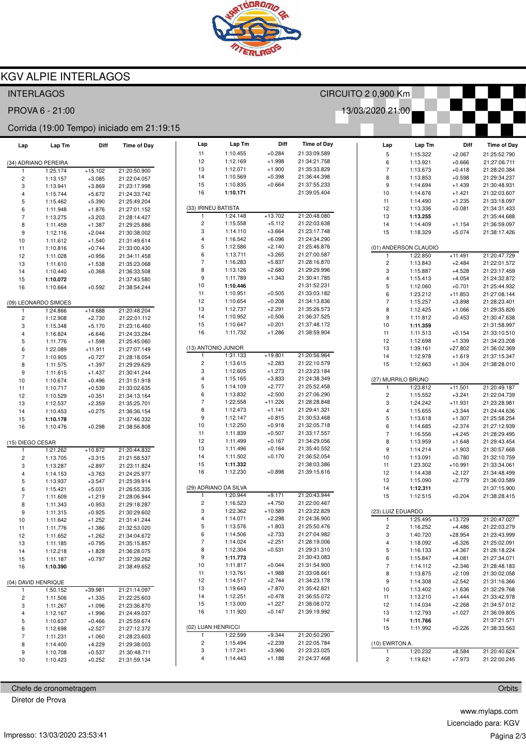# KGV ALPIE INTERLAGOS

INTERLAGOS — CIRCUITO 2 0,900 Km

PROVA 6 - 21:00 — 13/03/2020 21:00

Corrida (19:00 Tempo) iniciado em 21:19:15

### (34) ADRIANO PEREIRA

| Lap | Lap Tm | Diff | Time of Day |
|---|---|---|---|
| 1 | 1:25.174 | +15.102 | 21:20:50.900 |
| 2 | 1:13.157 | +3.085 | 21:22:04.057 |
| 3 | 1:13.941 | +3.869 | 21:23:17.998 |
| 4 | 1:15.744 | +5.672 | 21:24:33.742 |
| 5 | 1:15.462 | +5.390 | 21:25:49.204 |
| 6 | 1:11.948 | +1.876 | 21:27:01.152 |
| 7 | 1:13.275 | +3.203 | 21:28:14.427 |
| 8 | 1:11.459 | +1.387 | 21:29:25.886 |
| 9 | 1:12.116 | +2.044 | 21:30:38.002 |
| 10 | 1:11.612 | +1.540 | 21:31:49.614 |
| 11 | 1:10.816 | +0.744 | 21:33:00.430 |
| 12 | 1:11.028 | +0.956 | 21:34:11.458 |
| 13 | 1:11.610 | +1.538 | 21:35:23.068 |
| 14 | 1:10.440 | +0.368 | 21:36:33.508 |
| 15 | **1:10.072** | | 21:37:43.580 |
| 16 | 1:10.664 | +0.592 | 21:38:54.244 |

### (09) LEONARDO SIMOES

| Lap | Lap Tm | Diff | Time of Day |
|---|---|---|---|
| 1 | 1:24.866 | +14.688 | 21:20:48.204 |
| 2 | 1:12.908 | +2.730 | 21:22:01.112 |
| 3 | 1:15.348 | +5.170 | 21:23:16.460 |
| 4 | 1:16.824 | +6.646 | 21:24:33.284 |
| 5 | 1:11.776 | +1.598 | 21:25:45.060 |
| 6 | 1:22.089 | +11.911 | 21:27:07.149 |
| 7 | 1:10.905 | +0.727 | 21:28:18.054 |
| 8 | 1:11.575 | +1.397 | 21:29:29.629 |
| 9 | 1:11.615 | +1.437 | 21:30:41.244 |
| 10 | 1:10.674 | +0.496 | 21:31:51.918 |
| 11 | 1:10.717 | +0.539 | 21:33:02.635 |
| 12 | 1:10.529 | +0.351 | 21:34:13.164 |
| 13 | 1:12.537 | +2.359 | 21:35:25.701 |
| 14 | 1:10.453 | +0.275 | 21:36:36.154 |
| 15 | **1:10.178** | | 21:37:46.332 |
| 16 | 1:10.476 | +0.298 | 21:38:56.808 |

### (15) DIEGO CESAR

| Lap | Lap Tm | Diff | Time of Day |
|---|---|---|---|
| 1 | 1:21.262 | +10.872 | 21:20:44.832 |
| 2 | 1:13.705 | +3.315 | 21:21:58.537 |
| 3 | 1:13.287 | +2.897 | 21:23:11.824 |
| 4 | 1:14.153 | +3.763 | 21:24:25.977 |
| 5 | 1:13.937 | +3.547 | 21:25:39.914 |
| 6 | 1:15.421 | +5.031 | 21:26:55.335 |
| 7 | 1:11.609 | +1.219 | 21:28:06.944 |
| 8 | 1:11.343 | +0.953 | 21:29:18.287 |
| 9 | 1:11.315 | +0.925 | 21:30:29.602 |
| 10 | 1:11.642 | +1.252 | 21:31:41.244 |
| 11 | 1:11.776 | +1.386 | 21:32:53.020 |
| 12 | 1:11.652 | +1.262 | 21:34:04.672 |
| 13 | 1:11.185 | +0.795 | 21:35:15.857 |
| 14 | 1:12.218 | +1.828 | 21:36:28.075 |
| 15 | 1:11.187 | +0.797 | 21:37:39.262 |
| 16 | **1:10.390** | | 21:38:49.652 |

### (04) DAVID HENRIQUE

| Lap | Lap Tm | Diff | Time of Day |
|---|---|---|---|
| 1 | 1:50.152 | +39.981 | 21:21:14.097 |
| 2 | 1:11.506 | +1.335 | 21:22:25.603 |
| 3 | 1:11.267 | +1.096 | 21:23:36.870 |
| 4 | 1:12.167 | +1.996 | 21:24:49.037 |
| 5 | 1:10.637 | +0.466 | 21:25:59.674 |
| 6 | 1:12.698 | +2.527 | 21:27:12.372 |
| 7 | 1:11.231 | +1.060 | 21:28:23.603 |
| 8 | 1:14.400 | +4.229 | 21:29:38.003 |
| 9 | 1:10.708 | +0.537 | 21:30:48.711 |
| 10 | 1:10.423 | +0.252 | 21:31:59.134 |
| 11 | 1:10.455 | +0.284 | 21:33:09.589 |
| 12 | 1:12.169 | +1.998 | 21:34:21.758 |
| 13 | 1:12.071 | +1.900 | 21:35:33.829 |
| 14 | 1:10.569 | +0.398 | 21:36:44.398 |
| 15 | 1:10.835 | +0.664 | 21:37:55.233 |
| 16 | **1:10.171** | | 21:39:05.404 |

### (33) IRINEU BATISTA

| Lap | Lap Tm | Diff | Time of Day |
|---|---|---|---|
| 1 | 1:24.148 | +13.702 | 21:20:48.080 |
| 2 | 1:15.558 | +5.112 | 21:22:03.638 |
| 3 | 1:14.110 | +3.664 | 21:23:17.748 |
| 4 | 1:16.542 | +6.096 | 21:24:34.290 |
| 5 | 1:12.586 | +2.140 | 21:25:46.876 |
| 6 | 1:13.711 | +3.265 | 21:27:00.587 |
| 7 | 1:16.283 | +5.837 | 21:28:16.870 |
| 8 | 1:13.126 | +2.680 | 21:29:29.996 |
| 9 | 1:11.789 | +1.343 | 21:30:41.785 |
| 10 | **1:10.446** | | 21:31:52.231 |
| 11 | 1:10.951 | +0.505 | 21:33:03.182 |
| 12 | 1:10.654 | +0.208 | 21:34:13.836 |
| 13 | 1:12.737 | +2.291 | 21:35:26.573 |
| 14 | 1:10.952 | +0.506 | 21:36:37.525 |
| 15 | 1:10.647 | +0.201 | 21:37:48.172 |
| 16 | 1:11.732 | +1.286 | 21:38:59.904 |

### (13) ANTONIO JUNIOR

| Lap | Lap Tm | Diff | Time of Day |
|---|---|---|---|
| 1 | 1:31.133 | +19.801 | 21:20:56.964 |
| 2 | 1:13.615 | +2.283 | 21:22:10.579 |
| 3 | 1:12.605 | +1.273 | 21:23:23.184 |
| 4 | 1:15.165 | +3.833 | 21:24:38.349 |
| 5 | 1:14.109 | +2.777 | 21:25:52.458 |
| 6 | 1:13.832 | +2.500 | 21:27:06.290 |
| 7 | 1:22.558 | +11.226 | 21:28:28.848 |
| 8 | 1:12.473 | +1.141 | 21:29:41.321 |
| 9 | 1:12.147 | +0.815 | 21:30:53.468 |
| 10 | 1:12.250 | +0.918 | 21:32:05.718 |
| 11 | 1:11.839 | +0.507 | 21:33:17.557 |
| 12 | 1:11.499 | +0.167 | 21:34:29.056 |
| 13 | 1:11.496 | +0.164 | 21:35:40.552 |
| 14 | 1:11.502 | +0.170 | 21:36:52.054 |
| 15 | **1:11.332** | | 21:38:03.386 |
| 16 | 1:12.230 | +0.898 | 21:39:15.616 |

### (29) ADRIANO DA SILVA

| Lap | Lap Tm | Diff | Time of Day |
|---|---|---|---|
| 1 | 1:20.944 | +9.171 | 21:20:43.944 |
| 2 | 1:16.523 | +4.750 | 21:22:00.467 |
| 3 | 1:22.362 | +10.589 | 21:23:22.829 |
| 4 | 1:14.071 | +2.298 | 21:24:36.900 |
| 5 | 1:13.576 | +1.803 | 21:25:50.476 |
| 6 | 1:14.506 | +2.733 | 21:27:04.982 |
| 7 | 1:14.024 | +2.251 | 21:28:19.006 |
| 8 | 1:12.304 | +0.531 | 21:29:31.310 |
| 9 | **1:11.773** | | 21:30:43.083 |
| 10 | 1:11.817 | +0.044 | 21:31:54.900 |
| 11 | 1:13.761 | +1.988 | 21:33:08.661 |
| 12 | 1:14.517 | +2.744 | 21:34:23.178 |
| 13 | 1:19.643 | +7.870 | 21:35:42.821 |
| 14 | 1:12.251 | +0.478 | 21:36:55.072 |
| 15 | 1:13.000 | +1.227 | 21:38:08.072 |
| 16 | 1:11.920 | +0.147 | 21:39:19.992 |

### (02) LUAN HENRICCI

| Lap | Lap Tm | Diff | Time of Day |
|---|---|---|---|
| 1 | 1:22.599 | +9.344 | 21:20:50.290 |
| 2 | 1:15.494 | +2.239 | 21:22:05.784 |
| 3 | 1:17.241 | +3.986 | 21:23:23.025 |
| 4 | 1:14.443 | +1.188 | 21:24:37.468 |
| 5 | 1:15.322 | +2.067 | 21:25:52.790 |
| 6 | 1:13.921 | +0.666 | 21:27:06.711 |
| 7 | 1:13.673 | +0.418 | 21:28:20.384 |
| 8 | 1:13.853 | +0.598 | 21:29:34.237 |
| 9 | 1:14.694 | +1.439 | 21:30:48.931 |
| 10 | 1:14.676 | +1.421 | 21:32:03.607 |
| 11 | 1:14.490 | +1.235 | 21:33:18.097 |
| 12 | 1:13.336 | +0.081 | 21:34:31.433 |
| 13 | **1:13.255** | | 21:35:44.688 |
| 14 | 1:14.409 | +1.154 | 21:36:59.097 |
| 15 | 1:18.329 | +5.074 | 21:38:17.426 |

### (01) ANDERSON CLAUDIO

| Lap | Lap Tm | Diff | Time of Day |
|---|---|---|---|
| 1 | 1:22.850 | +11.491 | 21:20:47.729 |
| 2 | 1:13.843 | +2.484 | 21:22:01.572 |
| 3 | 1:15.887 | +4.528 | 21:23:17.459 |
| 4 | 1:15.413 | +4.054 | 21:24:32.872 |
| 5 | 1:12.060 | +0.701 | 21:25:44.932 |
| 6 | 1:23.212 | +11.853 | 21:27:08.144 |
| 7 | 1:15.257 | +3.898 | 21:28:23.401 |
| 8 | 1:12.425 | +1.066 | 21:29:35.826 |
| 9 | 1:11.812 | +0.453 | 21:30:47.638 |
| 10 | **1:11.359** | | 21:31:58.997 |
| 11 | 1:11.513 | +0.154 | 21:33:10.510 |
| 12 | 1:12.698 | +1.339 | 21:34:23.208 |
| 13 | 1:39.161 | +27.802 | 21:36:02.369 |
| 14 | 1:12.978 | +1.619 | 21:37:15.347 |
| 15 | 1:12.663 | +1.304 | 21:38:28.010 |

### (27) MURRILO BRUNO

| Lap | Lap Tm | Diff | Time of Day |
|---|---|---|---|
| 1 | 1:23.812 | +11.501 | 21:20:49.187 |
| 2 | 1:15.552 | +3.241 | 21:22:04.739 |
| 3 | 1:24.242 | +11.931 | 21:23:28.981 |
| 4 | 1:15.655 | +3.344 | 21:24:44.636 |
| 5 | 1:13.618 | +1.307 | 21:25:58.254 |
| 6 | 1:14.685 | +2.374 | 21:27:12.939 |
| 7 | 1:16.556 | +4.245 | 21:28:29.495 |
| 8 | 1:13.959 | +1.648 | 21:29:43.454 |
| 9 | 1:14.214 | +1.903 | 21:30:57.668 |
| 10 | 1:13.091 | +0.780 | 21:32:10.759 |
| 11 | 1:23.302 | +10.991 | 21:33:34.061 |
| 12 | 1:14.438 | +2.127 | 21:34:48.499 |
| 13 | 1:15.090 | +2.779 | 21:36:03.589 |
| 14 | **1:12.311** | | 21:37:15.900 |
| 15 | 1:12.515 | +0.204 | 21:38:28.415 |

### (23) LUIZ EDUARDO

| Lap | Lap Tm | Diff | Time of Day |
|---|---|---|---|
| 1 | 1:25.495 | +13.729 | 21:20:47.027 |
| 2 | 1:16.252 | +4.486 | 21:22:03.279 |
| 3 | 1:40.720 | +28.954 | 21:23:43.999 |
| 4 | 1:18.092 | +6.326 | 21:25:02.091 |
| 5 | 1:16.133 | +4.367 | 21:26:18.224 |
| 6 | 1:15.847 | +4.081 | 21:27:34.071 |
| 7 | 1:14.112 | +2.346 | 21:28:48.183 |
| 8 | 1:13.875 | +2.109 | 21:30:02.058 |
| 9 | 1:14.308 | +2.542 | 21:31:16.366 |
| 10 | 1:13.402 | +1.636 | 21:32:29.768 |
| 11 | 1:13.210 | +1.444 | 21:33:42.978 |
| 12 | 1:14.034 | +2.268 | 21:34:57.012 |
| 13 | 1:12.793 | +1.027 | 21:36:09.805 |
| 14 | **1:11.766** | | 21:37:21.571 |
| 15 | 1:11.992 | +0.226 | 21:38:33.563 |

### (10) EWRTON A.

| Lap | Lap Tm | Diff | Time of Day |
|---|---|---|---|
| 1 | 1:20.232 | +8.584 | 21:20:40.624 |
| 2 | 1:19.621 | +7.973 | 21:22:00.245 |

Chefe de cronometragem — Orbits

Diretor de Prova

www.mylaps.com

Licenciado para: KGV

Impresso: 13/03/2020 23:53:41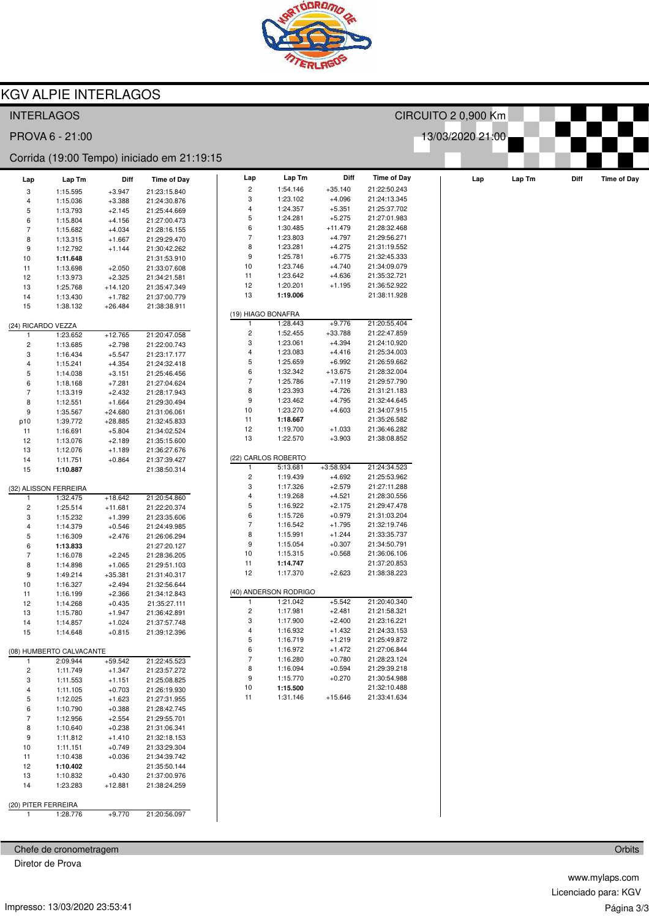# KGV ALPIE INTERLAGOS

INTERLAGOS — CIRCUITO 2 0,900 Km

PROVA 6 - 21:00 — 13/03/2020 21:00

Corrida (19:00 Tempo) iniciado em 21:19:15

| Lap | Lap Tm | Diff | Time of Day |
|---|---|---|---|
| 3 | 1:15.595 | +3.947 | 21:23:15.840 |
| 4 | 1:15.036 | +3.388 | 21:24:30.876 |
| 5 | 1:13.793 | +2.145 | 21:25:44.669 |
| 6 | 1:15.804 | +4.156 | 21:27:00.473 |
| 7 | 1:15.682 | +4.034 | 21:28:16.155 |
| 8 | 1:13.315 | +1.667 | 21:29:29.470 |
| 9 | 1:12.792 | +1.144 | 21:30:42.262 |
| 10 | **1:11.648** | | 21:31:53.910 |
| 11 | 1:13.698 | +2.050 | 21:33:07.608 |
| 12 | 1:13.973 | +2.325 | 21:34:21.581 |
| 13 | 1:25.768 | +14.120 | 21:35:47.349 |
| 14 | 1:13.430 | +1.782 | 21:37:00.779 |
| 15 | 1:38.132 | +26.484 | 21:38:38.911 |

(24) RICARDO VEZZA

| Lap | Lap Tm | Diff | Time of Day |
|---|---|---|---|
| 1 | 1:23.652 | +12.765 | 21:20:47.058 |
| 2 | 1:13.685 | +2.798 | 21:22:00.743 |
| 3 | 1:16.434 | +5.547 | 21:23:17.177 |
| 4 | 1:15.241 | +4.354 | 21:24:32.418 |
| 5 | 1:14.038 | +3.151 | 21:25:46.456 |
| 6 | 1:18.168 | +7.281 | 21:27:04.624 |
| 7 | 1:13.319 | +2.432 | 21:28:17.943 |
| 8 | 1:12.551 | +1.664 | 21:29:30.494 |
| 9 | 1:35.567 | +24.680 | 21:31:06.061 |
| p10 | 1:39.772 | +28.885 | 21:32:45.833 |
| 11 | 1:16.691 | +5.804 | 21:34:02.524 |
| 12 | 1:13.076 | +2.189 | 21:35:15.600 |
| 13 | 1:12.076 | +1.189 | 21:36:27.676 |
| 14 | 1:11.751 | +0.864 | 21:37:39.427 |
| 15 | **1:10.887** | | 21:38:50.314 |

(32) ALISSON FERREIRA

| Lap | Lap Tm | Diff | Time of Day |
|---|---|---|---|
| 1 | 1:32.475 | +18.642 | 21:20:54.860 |
| 2 | 1:25.514 | +11.681 | 21:22:20.374 |
| 3 | 1:15.232 | +1.399 | 21:23:35.606 |
| 4 | 1:14.379 | +0.546 | 21:24:49.985 |
| 5 | 1:16.309 | +2.476 | 21:26:06.294 |
| 6 | **1:13.833** | | 21:27:20.127 |
| 7 | 1:16.078 | +2.245 | 21:28:36.205 |
| 8 | 1:14.898 | +1.065 | 21:29:51.103 |
| 9 | 1:49.214 | +35.381 | 21:31:40.317 |
| 10 | 1:16.327 | +2.494 | 21:32:56.644 |
| 11 | 1:16.199 | +2.366 | 21:34:12.843 |
| 12 | 1:14.268 | +0.435 | 21:35:27.111 |
| 13 | 1:15.780 | +1.947 | 21:36:42.891 |
| 14 | 1:14.857 | +1.024 | 21:37:57.748 |
| 15 | 1:14.648 | +0.815 | 21:39:12.396 |

(08) HUMBERTO CALVACANTE

| Lap | Lap Tm | Diff | Time of Day |
|---|---|---|---|
| 1 | 2:09.944 | +59.542 | 21:22:45.523 |
| 2 | 1:11.749 | +1.347 | 21:23:57.272 |
| 3 | 1:11.553 | +1.151 | 21:25:08.825 |
| 4 | 1:11.105 | +0.703 | 21:26:19.930 |
| 5 | 1:12.025 | +1.623 | 21:27:31.955 |
| 6 | 1:10.790 | +0.388 | 21:28:42.745 |
| 7 | 1:12.956 | +2.554 | 21:29:55.701 |
| 8 | 1:10.640 | +0.238 | 21:31:06.341 |
| 9 | 1:11.812 | +1.410 | 21:32:18.153 |
| 10 | 1:11.151 | +0.749 | 21:33:29.304 |
| 11 | 1:10.438 | +0.036 | 21:34:39.742 |
| 12 | **1:10.402** | | 21:35:50.144 |
| 13 | 1:10.832 | +0.430 | 21:37:00.976 |
| 14 | 1:23.283 | +12.881 | 21:38:24.259 |

(20) PITER FERREIRA

| Lap | Lap Tm | Diff | Time of Day |
|---|---|---|---|
| 1 | 1:28.776 | +9.770 | 21:20:56.097 |
| 2 | 1:54.146 | +35.140 | 21:22:50.243 |
| 3 | 1:23.102 | +4.096 | 21:24:13.345 |
| 4 | 1:24.357 | +5.351 | 21:25:37.702 |
| 5 | 1:24.281 | +5.275 | 21:27:01.983 |
| 6 | 1:30.485 | +11.479 | 21:28:32.468 |
| 7 | 1:23.803 | +4.797 | 21:29:56.271 |
| 8 | 1:23.281 | +4.275 | 21:31:19.552 |
| 9 | 1:25.781 | +6.775 | 21:32:45.333 |
| 10 | 1:23.746 | +4.740 | 21:34:09.079 |
| 11 | 1:23.642 | +4.636 | 21:35:32.721 |
| 12 | 1:20.201 | +1.195 | 21:36:52.922 |
| 13 | **1:19.006** | | 21:38:11.928 |

(19) HIAGO BONAFRA

| Lap | Lap Tm | Diff | Time of Day |
|---|---|---|---|
| 1 | 1:28.443 | +9.776 | 21:20:55.404 |
| 2 | 1:52.455 | +33.788 | 21:22:47.859 |
| 3 | 1:23.061 | +4.394 | 21:24:10.920 |
| 4 | 1:23.083 | +4.416 | 21:25:34.003 |
| 5 | 1:25.659 | +6.992 | 21:26:59.662 |
| 6 | 1:32.342 | +13.675 | 21:28:32.004 |
| 7 | 1:25.786 | +7.119 | 21:29:57.790 |
| 8 | 1:23.393 | +4.726 | 21:31:21.183 |
| 9 | 1:23.462 | +4.795 | 21:32:44.645 |
| 10 | 1:23.270 | +4.603 | 21:34:07.915 |
| 11 | **1:18.667** | | 21:35:26.582 |
| 12 | 1:19.700 | +1.033 | 21:36:46.282 |
| 13 | 1:22.570 | +3.903 | 21:38:08.852 |

(22) CARLOS ROBERTO

| Lap | Lap Tm | Diff | Time of Day |
|---|---|---|---|
| 1 | 5:13.681 | +3:58.934 | 21:24:34.523 |
| 2 | 1:19.439 | +4.692 | 21:25:53.962 |
| 3 | 1:17.326 | +2.579 | 21:27:11.288 |
| 4 | 1:19.268 | +4.521 | 21:28:30.556 |
| 5 | 1:16.922 | +2.175 | 21:29:47.478 |
| 6 | 1:15.726 | +0.979 | 21:31:03.204 |
| 7 | 1:16.542 | +1.795 | 21:32:19.746 |
| 8 | 1:15.991 | +1.244 | 21:33:35.737 |
| 9 | 1:15.054 | +0.307 | 21:34:50.791 |
| 10 | 1:15.315 | +0.568 | 21:36:06.106 |
| 11 | **1:14.747** | | 21:37:20.853 |
| 12 | 1:17.370 | +2.623 | 21:38:38.223 |

(40) ANDERSON RODRIGO

| Lap | Lap Tm | Diff | Time of Day |
|---|---|---|---|
| 1 | 1:21.042 | +5.542 | 21:20:40.340 |
| 2 | 1:17.981 | +2.481 | 21:21:58.321 |
| 3 | 1:17.900 | +2.400 | 21:23:16.221 |
| 4 | 1:16.932 | +1.432 | 21:24:33.153 |
| 5 | 1:16.719 | +1.219 | 21:25:49.872 |
| 6 | 1:16.972 | +1.472 | 21:27:06.844 |
| 7 | 1:16.280 | +0.780 | 21:28:23.124 |
| 8 | 1:16.094 | +0.594 | 21:29:39.218 |
| 9 | 1:15.770 | +0.270 | 21:30:54.988 |
| 10 | **1:15.500** | | 21:32:10.488 |
| 11 | 1:31.146 | +15.646 | 21:33:41.634 |

Chefe de cronometragem — Orbits

Diretor de Prova

www.mylaps.com

Licenciado para: KGV

Impresso: 13/03/2020 23:53:41